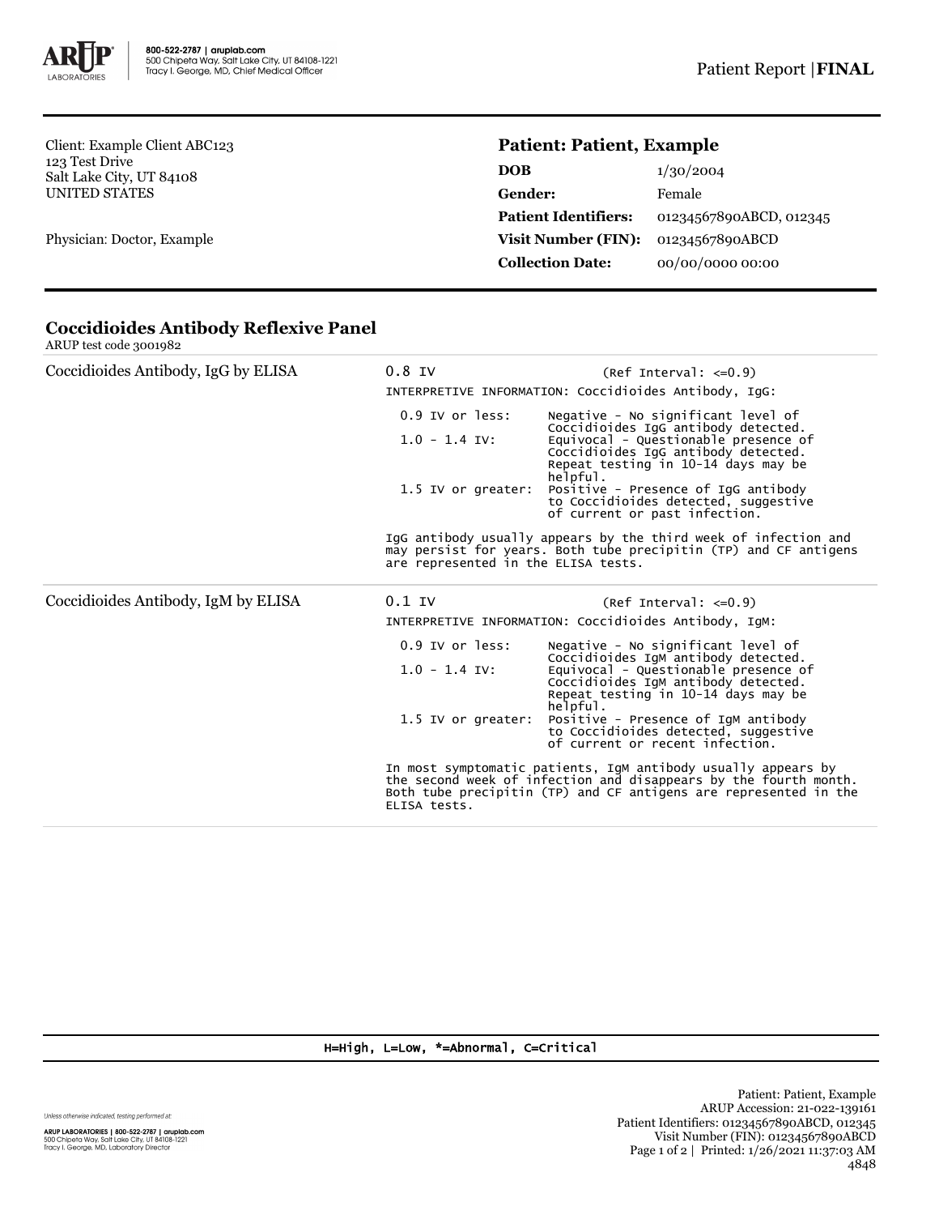800-522-2787 | aruplab.com
500 Chipeta Way, Salt Lake City, UT 84108-1221
Tracy I. George, MD, Chief Medical Officer

Patient Report | **FINAL**

Client: Example Client ABC123
123 Test Drive
Salt Lake City, UT 84108
UNITED STATES

Physician: Doctor, Example

## Patient: Patient, Example

| | |
|---|---|
| **DOB** | 1/30/2004 |
| **Gender:** | Female |
| **Patient Identifiers:** | 01234567890ABCD, 012345 |
| **Visit Number (FIN):** | 01234567890ABCD |
| **Collection Date:** | 00/00/0000 00:00 |

## Coccidioides Antibody Reflexive Panel

ARUP test code 3001982

**Coccidioides Antibody, IgG by ELISA**

0.8 IV (Ref Interval: <=0.9)

INTERPRETIVE INFORMATION: Coccidioides Antibody, IgG:

| | |
|---|---|
| 0.9 IV or less: | Negative - No significant level of Coccidioides IgG antibody detected. |
| 1.0 - 1.4 IV: | Equivocal - Questionable presence of Coccidioides IgG antibody detected. Repeat testing in 10-14 days may be helpful. |
| 1.5 IV or greater: | Positive - Presence of IgG antibody to Coccidioides detected, suggestive of current or past infection. |

IgG antibody usually appears by the third week of infection and may persist for years. Both tube precipitin (TP) and CF antigens are represented in the ELISA tests.

**Coccidioides Antibody, IgM by ELISA**

0.1 IV (Ref Interval: <=0.9)

INTERPRETIVE INFORMATION: Coccidioides Antibody, IgM:

| | |
|---|---|
| 0.9 IV or less: | Negative - No significant level of Coccidioides IgM antibody detected. |
| 1.0 - 1.4 IV: | Equivocal - Questionable presence of Coccidioides IgM antibody detected. Repeat testing in 10-14 days may be helpful. |
| 1.5 IV or greater: | Positive - Presence of IgM antibody to Coccidioides detected, suggestive of current or recent infection. |

In most symptomatic patients, IgM antibody usually appears by the second week of infection and disappears by the fourth month. Both tube precipitin (TP) and CF antigens are represented in the ELISA tests.

H=High, L=Low, *=Abnormal, C=Critical

Unless otherwise indicated, testing performed at:

ARUP LABORATORIES | 800-522-2787 | aruplab.com
500 Chipeta Way, Salt Lake City, UT 84108-1221
Tracy I. George, MD, Laboratory Director

Patient: Patient, Example
ARUP Accession: 21-022-139161
Patient Identifiers: 01234567890ABCD, 012345
Visit Number (FIN): 01234567890ABCD
Printed: 1/26/2021 11:37:03 AM
4848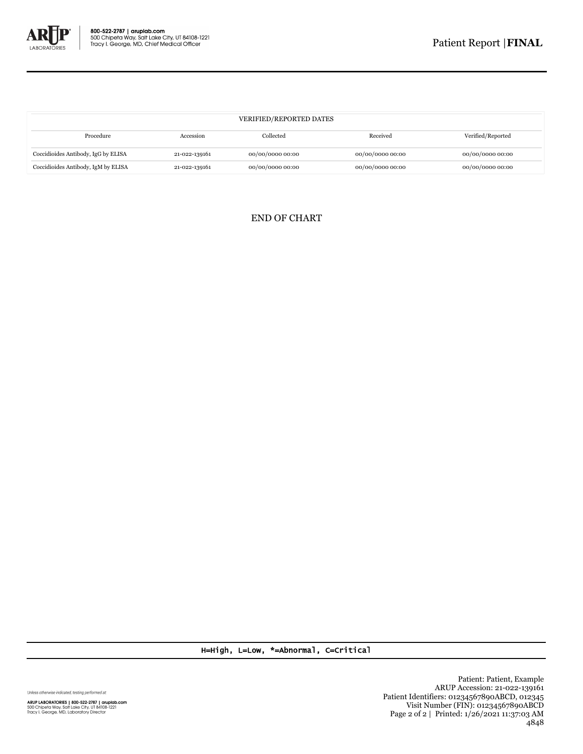| VERIFIED/REPORTED DATES | | | | |
|---|---|---|---|---|
| Procedure | Accession | Collected | Received | Verified/Reported |
| Coccidioides Antibody, IgG by ELISA | 21-022-139161 | 00/00/0000 00:00 | 00/00/0000 00:00 | 00/00/0000 00:00 |
| Coccidioides Antibody, IgM by ELISA | 21-022-139161 | 00/00/0000 00:00 | 00/00/0000 00:00 | 00/00/0000 00:00 |

END OF CHART

H=High, L=Low, *=Abnormal, C=Critical